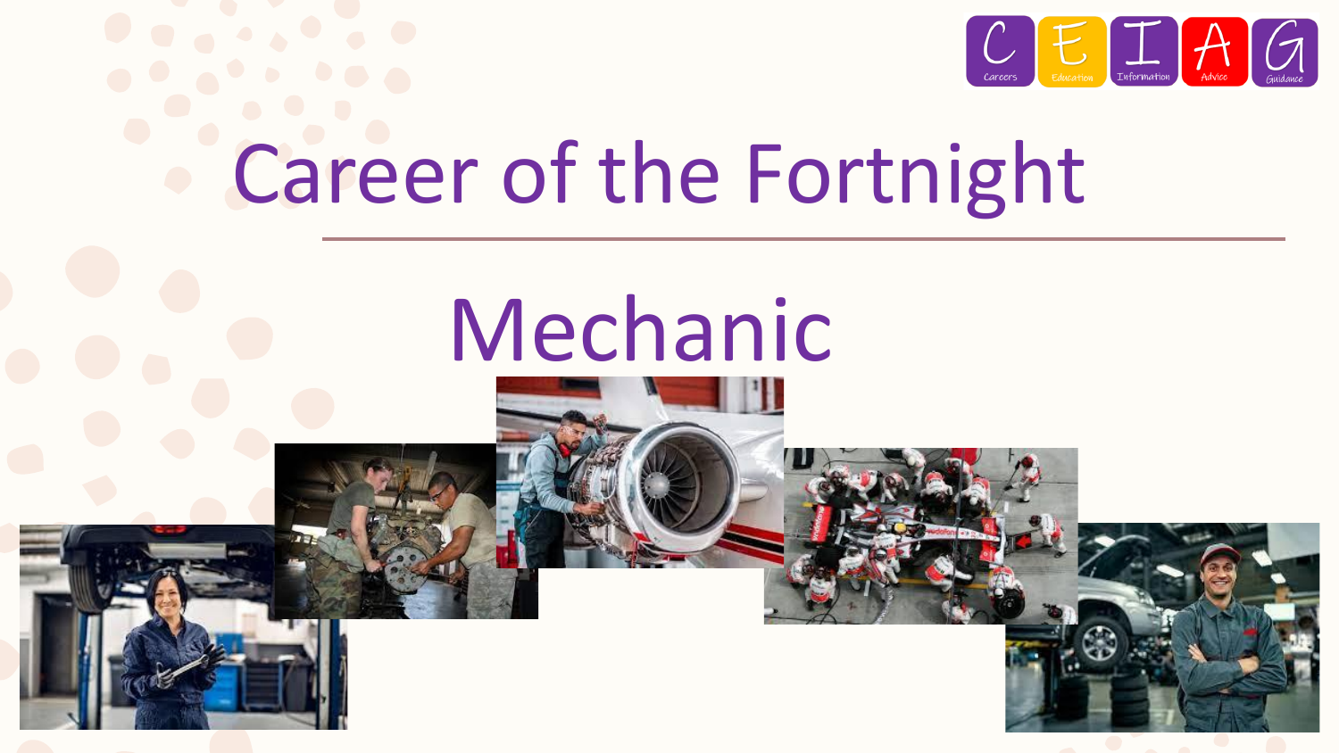# Career of the Fortnight

## Mechanic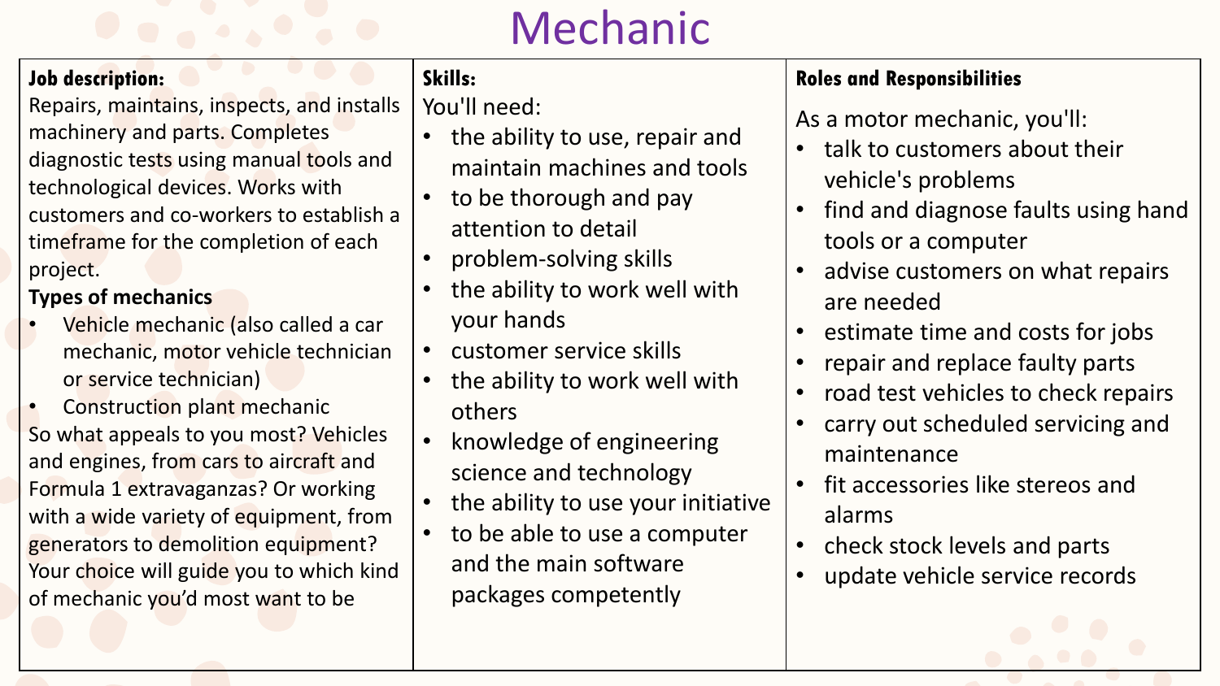# Mechanic

**Job description:**

Repairs, maintains, inspects, and installs machinery and parts. Completes diagnostic tests using manual tools and technological devices. Works with customers and co-workers to establish a timeframe for the completion of each project.

**Types of mechanics**

- Vehicle mechanic (also called a car mechanic, motor vehicle technician or service technician)
- Construction plant mechanic

So what appeals to you most? Vehicles and engines, from cars to aircraft and Formula 1 extravaganzas? Or working with a wide variety of equipment, from generators to demolition equipment? Your choice will guide you to which kind of mechanic you'd most want to be

**Skills:**

You'll need:

- the ability to use, repair and maintain machines and tools
- to be thorough and pay attention to detail
- problem-solving skills
- the ability to work well with your hands
- customer service skills
- the ability to work well with others
- knowledge of engineering science and technology
- the ability to use your initiative
- to be able to use a computer and the main software packages competently

**Roles and Responsibilities**

As a motor mechanic, you'll:

- talk to customers about their vehicle's problems
- find and diagnose faults using hand tools or a computer
- advise customers on what repairs are needed
- estimate time and costs for jobs
- repair and replace faulty parts
- road test vehicles to check repairs
- carry out scheduled servicing and maintenance
- fit accessories like stereos and alarms
- check stock levels and parts
- update vehicle service records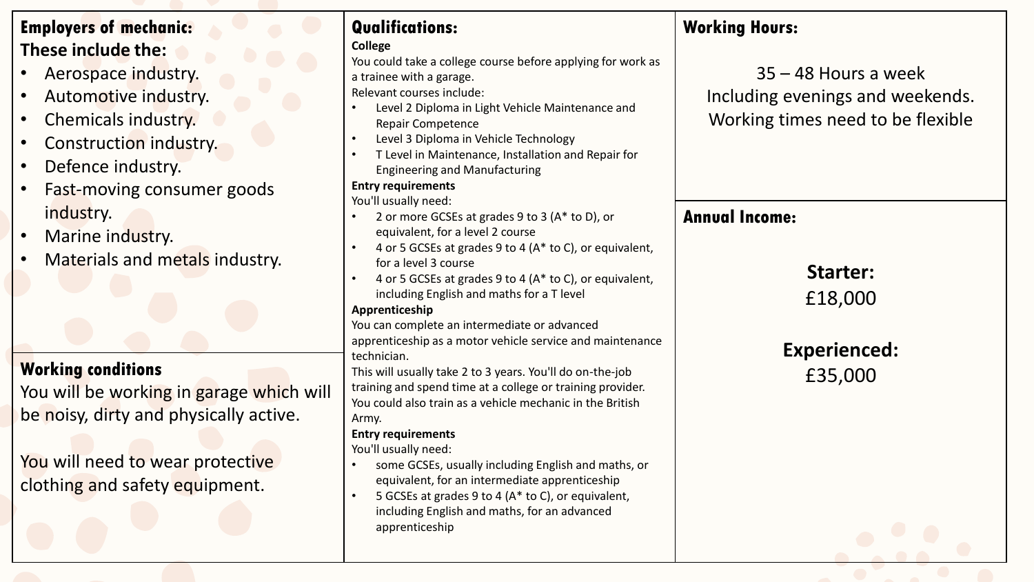## Employers of mechanic:

**These include the:**

- Aerospace industry.
- Automotive industry.
- Chemicals industry.
- Construction industry.
- Defence industry.
- Fast-moving consumer goods industry.
- Marine industry.
- Materials and metals industry.

## Working conditions

You will be working in garage which will be noisy, dirty and physically active.

You will need to wear protective clothing and safety equipment.

## Qualifications:

**College**

You could take a college course before applying for work as a trainee with a garage.

Relevant courses include:

- Level 2 Diploma in Light Vehicle Maintenance and Repair Competence
- Level 3 Diploma in Vehicle Technology
- T Level in Maintenance, Installation and Repair for Engineering and Manufacturing

**Entry requirements**

You'll usually need:

- 2 or more GCSEs at grades 9 to 3 (A* to D), or equivalent, for a level 2 course
- 4 or 5 GCSEs at grades 9 to 4 (A* to C), or equivalent, for a level 3 course
- 4 or 5 GCSEs at grades 9 to 4 (A* to C), or equivalent, including English and maths for a T level

**Apprenticeship**

You can complete an intermediate or advanced apprenticeship as a motor vehicle service and maintenance technician.

This will usually take 2 to 3 years. You'll do on-the-job training and spend time at a college or training provider.

You could also train as a vehicle mechanic in the British Army.

**Entry requirements**

You'll usually need:

- some GCSEs, usually including English and maths, or equivalent, for an intermediate apprenticeship
- 5 GCSEs at grades 9 to 4 (A* to C), or equivalent, including English and maths, for an advanced apprenticeship

## Working Hours:

35 – 48 Hours a week
Including evenings and weekends.
Working times need to be flexible

## Annual Income:

**Starter:**
£18,000

**Experienced:**
£35,000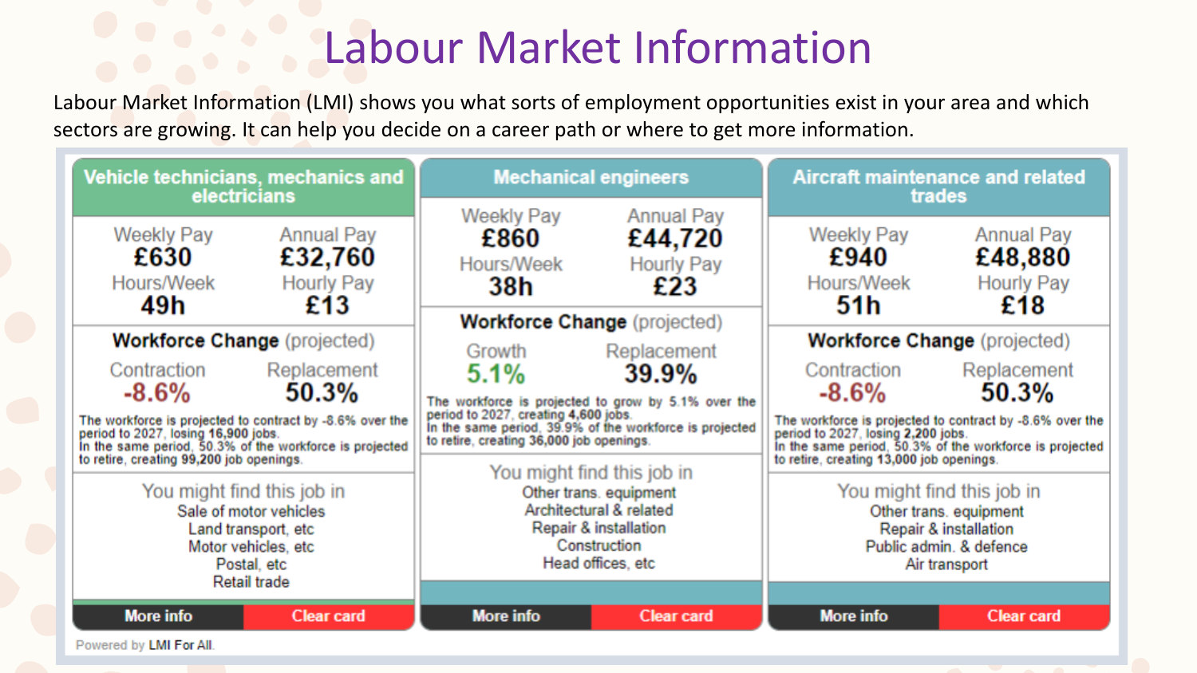# Labour Market Information

Labour Market Information (LMI) shows you what sorts of employment opportunities exist in your area and which sectors are growing. It can help you decide on a career path or where to get more information.

## Vehicle technicians, mechanics and electricians

| Weekly Pay | Annual Pay |
|---|---|
| £630 | £32,760 |
| **Hours/Week** | **Hourly Pay** |
| 49h | £13 |

**Workforce Change** (projected)

| Contraction | Replacement |
|---|---|
| -8.6% | 50.3% |

The workforce is projected to contract by -8.6% over the period to 2027, losing **16,900** jobs.
In the same period, 50.3% of the workforce is projected to retire, creating **99,200** job openings.

You might find this job in
- Sale of motor vehicles
- Land transport, etc
- Motor vehicles, etc
- Postal, etc
- Retail trade

More info | Clear card

## Mechanical engineers

| Weekly Pay | Annual Pay |
|---|---|
| £860 | £44,720 |
| **Hours/Week** | **Hourly Pay** |
| 38h | £23 |

**Workforce Change** (projected)

| Growth | Replacement |
|---|---|
| 5.1% | 39.9% |

The workforce is projected to grow by 5.1% over the period to 2027, creating **4,600** jobs.
In the same period, 39.9% of the workforce is projected to retire, creating 36,000 job openings.

You might find this job in
- Other trans. equipment
- Architectural & related
- Repair & installation
- Construction
- Head offices, etc

More info | Clear card

## Aircraft maintenance and related trades

| Weekly Pay | Annual Pay |
|---|---|
| £940 | £48,880 |
| **Hours/Week** | **Hourly Pay** |
| 51h | £18 |

**Workforce Change** (projected)

| Contraction | Replacement |
|---|---|
| -8.6% | 50.3% |

The workforce is projected to contract by -8.6% over the period to 2027, losing **2,200** jobs.
In the same period, 50.3% of the workforce is projected to retire, creating 13,000 job openings.

You might find this job in
- Other trans. equipment
- Repair & installation
- Public admin. & defence
- Air transport

More info | Clear card

Powered by LMI For All.